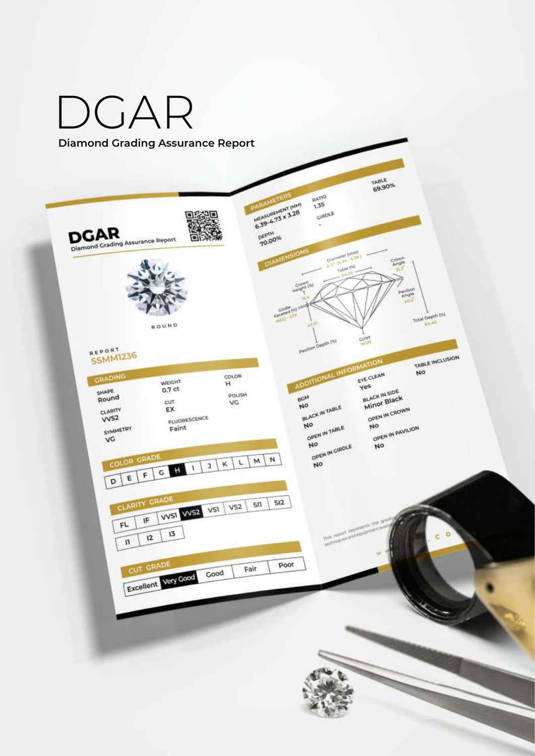# DGAR

**Diamond Grading Assurance Report**

## DGAR
Diamond Grading Assurance Report

ROUND

REPORT
**SSMM1236**

### GRADING

| SHAPE | WEIGHT | COLOR |
|---|---|---|
| Round | 0.7 ct | H |
| CLARITY | CUT | POLISH |
| VVS2 | EX | VG |
| SYMMETRY | FLUORESCENCE | |
| VG | Faint | |

### COLOR GRADE

| D | E | F | G | **H** | I | J | K | L | M | N |
|---|---|---|---|---|---|---|---|---|---|---|

### CLARITY GRADE

| FL | IF | VVS1 | **VVS2** | VS1 | VS2 | SI1 | SI2 |
|---|---|---|---|---|---|---|---|
| I1 | I2 | I3 | | | | | |

### CUT GRADE

| Excellent | **Very Good** | Good | Fair | Poor |
|---|---|---|---|---|

### PARAMETERS

| MEASUREMENT (MM) | RATIO | TABLE |
|---|---|---|
| 6.39-4.73 x 3.28 | 1.35 | 69.90% |
| DEPTH | GIRDLE | |
| 70.00% | - | |

### DIAMENSIONS

- Diameter (mm): 6.37 (6.34 - 6.38)
- Table (%): 54.20
- Crown Angle: 31.2°
- Crown Height (%): 15.4
- Pavilion Angle: 40.2°
- Girdle Faceted (%): MED - STK
- Total Depth (%): 64.45
- Pavilion Depth (%): 43.51
- Culet: NON

### ADDITIONAL INFORMATION

| BGM | EYE CLEAN | TABLE INCLUSION |
|---|---|---|
| No | Yes | No |
| BLACK IN TABLE | BLACK IN SIDE | |
| No | Minor Black | |
| OPEN IN TABLE | OPEN IN CROWN | |
| No | No | |
| OPEN IN GIRDLE | OPEN IN PAVILION | |
| No | No | |

This report represents the grading techniques and equipment availa...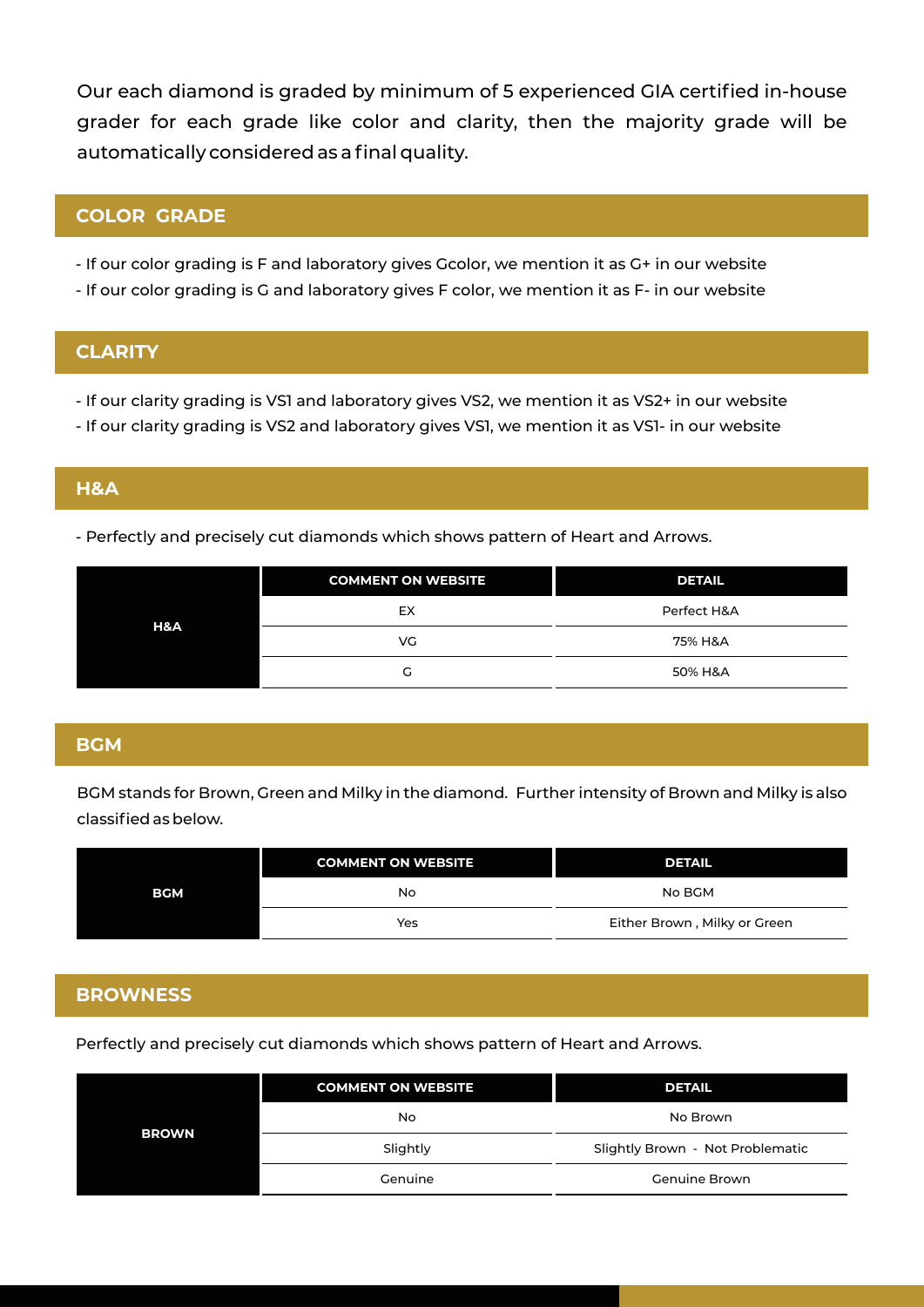Our each diamond is graded by minimum of 5 experienced GIA certified in-house grader for each grade like color and clarity, then the majority grade will be automatically considered as a final quality.

## COLOR GRADE

- If our color grading is F and laboratory gives Gcolor, we mention it as G+ in our website
- If our color grading is G and laboratory gives F color, we mention it as F- in our website

## CLARITY

- If our clarity grading is VS1 and laboratory gives VS2, we mention it as VS2+ in our website
- If our clarity grading is VS2 and laboratory gives VS1, we mention it as VS1- in our website

## H&A

- Perfectly and precisely cut diamonds which shows pattern of Heart and Arrows.

| | COMMENT ON WEBSITE | DETAIL |
|---|---|---|
| H&A | EX | Perfect H&A |
| | VG | 75% H&A |
| | G | 50% H&A |

## BGM

BGM stands for Brown, Green and Milky in the diamond. Further intensity of Brown and Milky is also classified as below.

| | COMMENT ON WEBSITE | DETAIL |
|---|---|---|
| BGM | No | No BGM |
| | Yes | Either Brown , Milky or Green |

## BROWNESS

Perfectly and precisely cut diamonds which shows pattern of Heart and Arrows.

| | COMMENT ON WEBSITE | DETAIL |
|---|---|---|
| BROWN | No | No Brown |
| | Slightly | Slightly Brown - Not Problematic |
| | Genuine | Genuine Brown |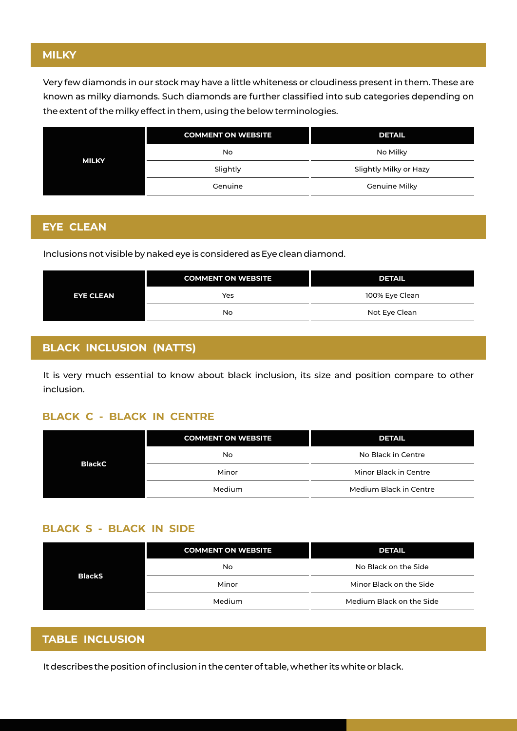## MILKY

Very few diamonds in our stock may have a little whiteness or cloudiness present in them. These are known as milky diamonds. Such diamonds are further classified into sub categories depending on the extent of the milky effect in them, using the below terminologies.

| | COMMENT ON WEBSITE | DETAIL |
|---|---|---|
| MILKY | No | No Milky |
| | Slightly | Slightly Milky or Hazy |
| | Genuine | Genuine Milky |

## EYE CLEAN

Inclusions not visible by naked eye is considered as Eye clean diamond.

| | COMMENT ON WEBSITE | DETAIL |
|---|---|---|
| EYE CLEAN | Yes | 100% Eye Clean |
| | No | Not Eye Clean |

## BLACK INCLUSION (NATTS)

It is very much essential to know about black inclusion, its size and position compare to other inclusion.

### BLACK C - BLACK IN CENTRE

| | COMMENT ON WEBSITE | DETAIL |
|---|---|---|
| BlackC | No | No Black in Centre |
| | Minor | Minor Black in Centre |
| | Medium | Medium Black in Centre |

### BLACK S - BLACK IN SIDE

| | COMMENT ON WEBSITE | DETAIL |
|---|---|---|
| BlackS | No | No Black on the Side |
| | Minor | Minor Black on the Side |
| | Medium | Medium Black on the Side |

## TABLE INCLUSION

It describes the position of inclusion in the center of table, whether its white or black.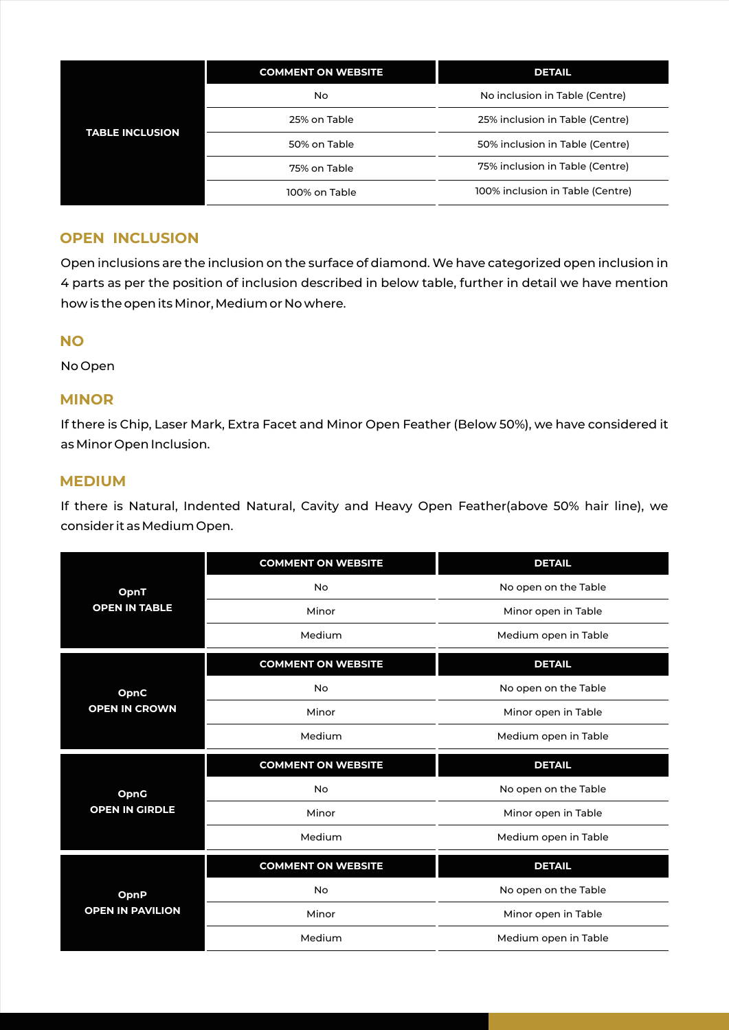| | COMMENT ON WEBSITE | DETAIL |
|---|---|---|
| TABLE INCLUSION | No | No inclusion in Table (Centre) |
| | 25% on Table | 25% inclusion in Table (Centre) |
| | 50% on Table | 50% inclusion in Table (Centre) |
| | 75% on Table | 75% inclusion in Table (Centre) |
| | 100% on Table | 100% inclusion in Table (Centre) |

## OPEN INCLUSION

Open inclusions are the inclusion on the surface of diamond. We have categorized open inclusion in 4 parts as per the position of inclusion described in below table, further in detail we have mention how is the open its Minor, Medium or No where.

### NO

No Open

### MINOR

If there is Chip, Laser Mark, Extra Facet and Minor Open Feather (Below 50%), we have considered it as Minor Open Inclusion.

### MEDIUM

If there is Natural, Indented Natural, Cavity and Heavy Open Feather(above 50% hair line), we consider it as Medium Open.

| | COMMENT ON WEBSITE | DETAIL |
|---|---|---|
| OpnT OPEN IN TABLE | No | No open on the Table |
| | Minor | Minor open in Table |
| | Medium | Medium open in Table |

| | COMMENT ON WEBSITE | DETAIL |
|---|---|---|
| OpnC OPEN IN CROWN | No | No open on the Table |
| | Minor | Minor open in Table |
| | Medium | Medium open in Table |

| | COMMENT ON WEBSITE | DETAIL |
|---|---|---|
| OpnG OPEN IN GIRDLE | No | No open on the Table |
| | Minor | Minor open in Table |
| | Medium | Medium open in Table |

| | COMMENT ON WEBSITE | DETAIL |
|---|---|---|
| OpnP OPEN IN PAVILION | No | No open on the Table |
| | Minor | Minor open in Table |
| | Medium | Medium open in Table |